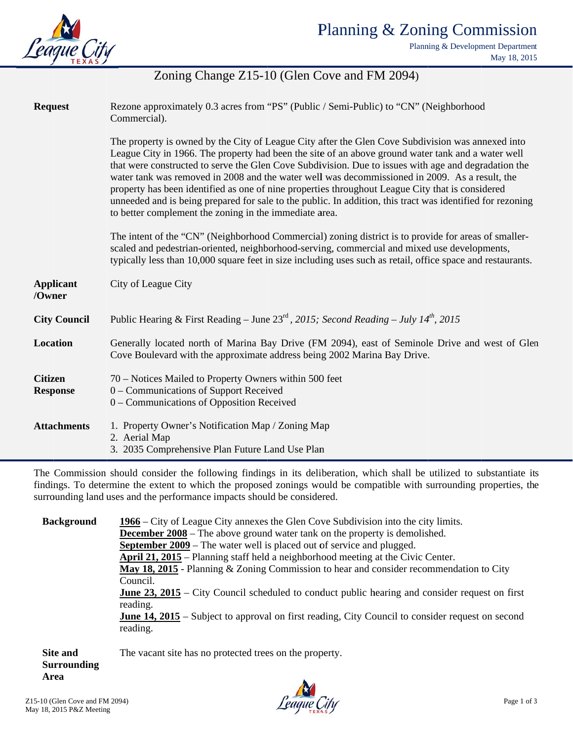# Planning & Zoning Commission

Planning & Development Department
May 18, 2015

## Zoning Change Z15-10 (Glen Cove and FM 2094)

| | |
|---|---|
| **Request** | Rezone approximately 0.3 acres from "PS" (Public / Semi-Public) to "CN" (Neighborhood Commercial).<br><br>The property is owned by the City of League City after the Glen Cove Subdivision was annexed into League City in 1966. The property had been the site of an above ground water tank and a water well that were constructed to serve the Glen Cove Subdivision. Due to issues with age and degradation the water tank was removed in 2008 and the water well was decommissioned in 2009. As a result, the property has been identified as one of nine properties throughout League City that is considered unneeded and is being prepared for sale to the public. In addition, this tract was identified for rezoning to better complement the zoning in the immediate area.<br><br>The intent of the "CN" (Neighborhood Commercial) zoning district is to provide for areas of smaller-scaled and pedestrian-oriented, neighborhood-serving, commercial and mixed use developments, typically less than 10,000 square feet in size including uses such as retail, office space and restaurants. |
| **Applicant /Owner** | City of League City |
| **City Council** | Public Hearing & First Reading – June 23rd*, 2015; Second Reading – July 14th, 2015* |
| **Location** | Generally located north of Marina Bay Drive (FM 2094), east of Seminole Drive and west of Glen Cove Boulevard with the approximate address being 2002 Marina Bay Drive. |
| **Citizen Response** | 70 – Notices Mailed to Property Owners within 500 feet<br>0 – Communications of Support Received<br>0 – Communications of Opposition Received |
| **Attachments** | 1. Property Owner's Notification Map / Zoning Map<br>2. Aerial Map<br>3. 2035 Comprehensive Plan Future Land Use Plan |

The Commission should consider the following findings in its deliberation, which shall be utilized to substantiate its findings. To determine the extent to which the proposed zonings would be compatible with surrounding properties, the surrounding land uses and the performance impacts should be considered.

**Background**

<u>**1966**</u> – City of League City annexes the Glen Cove Subdivision into the city limits.
<u>**December 2008**</u> – The above ground water tank on the property is demolished.
<u>**September 2009**</u> – The water well is placed out of service and plugged.
<u>**April 21, 2015**</u> – Planning staff held a neighborhood meeting at the Civic Center.
<u>**May 18, 2015**</u> - Planning & Zoning Commission to hear and consider recommendation to City Council.
<u>**June 23, 2015**</u> – City Council scheduled to conduct public hearing and consider request on first reading.
<u>**June 14, 2015**</u> – Subject to approval on first reading, City Council to consider request on second reading.

**Site and Surrounding Area**

The vacant site has no protected trees on the property.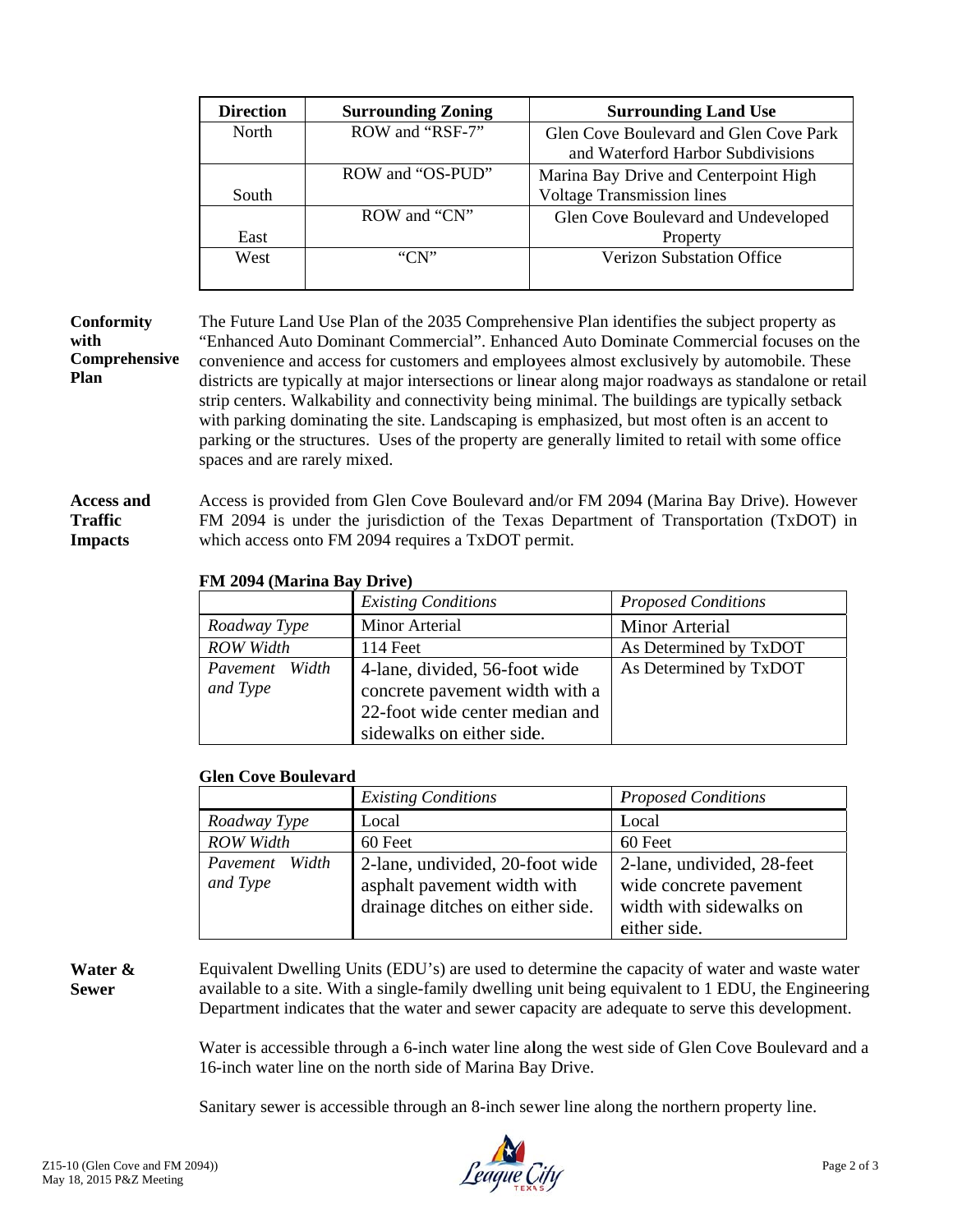| Direction | Surrounding Zoning | Surrounding Land Use |
|---|---|---|
| North | ROW and "RSF-7" | Glen Cove Boulevard and Glen Cove Park and Waterford Harbor Subdivisions |
| South | ROW and "OS-PUD" | Marina Bay Drive and Centerpoint High Voltage Transmission lines |
| East | ROW and "CN" | Glen Cove Boulevard and Undeveloped Property |
| West | "CN" | Verizon Substation Office |

**Conformity with Comprehensive Plan**

The Future Land Use Plan of the 2035 Comprehensive Plan identifies the subject property as "Enhanced Auto Dominant Commercial". Enhanced Auto Dominate Commercial focuses on the convenience and access for customers and employees almost exclusively by automobile. These districts are typically at major intersections or linear along major roadways as standalone or retail strip centers. Walkability and connectivity being minimal. The buildings are typically setback with parking dominating the site. Landscaping is emphasized, but most often is an accent to parking or the structures. Uses of the property are generally limited to retail with some office spaces and are rarely mixed.

**Access and Traffic Impacts**

Access is provided from Glen Cove Boulevard and/or FM 2094 (Marina Bay Drive). However FM 2094 is under the jurisdiction of the Texas Department of Transportation (TxDOT) in which access onto FM 2094 requires a TxDOT permit.

**FM 2094 (Marina Bay Drive)**

| | *Existing Conditions* | *Proposed Conditions* |
|---|---|---|
| *Roadway Type* | Minor Arterial | Minor Arterial |
| *ROW Width* | 114 Feet | As Determined by TxDOT |
| *Pavement Width and Type* | 4-lane, divided, 56-foot wide concrete pavement width with a 22-foot wide center median and sidewalks on either side. | As Determined by TxDOT |

**Glen Cove Boulevard**

| | *Existing Conditions* | *Proposed Conditions* |
|---|---|---|
| *Roadway Type* | Local | Local |
| *ROW Width* | 60 Feet | 60 Feet |
| *Pavement Width and Type* | 2-lane, undivided, 20-foot wide asphalt pavement width with drainage ditches on either side. | 2-lane, undivided, 28-feet wide concrete pavement width with sidewalks on either side. |

**Water & Sewer**

Equivalent Dwelling Units (EDU's) are used to determine the capacity of water and waste water available to a site. With a single-family dwelling unit being equivalent to 1 EDU, the Engineering Department indicates that the water and sewer capacity are adequate to serve this development.

Water is accessible through a 6-inch water line along the west side of Glen Cove Boulevard and a 16-inch water line on the north side of Marina Bay Drive.

Sanitary sewer is accessible through an 8-inch sewer line along the northern property line.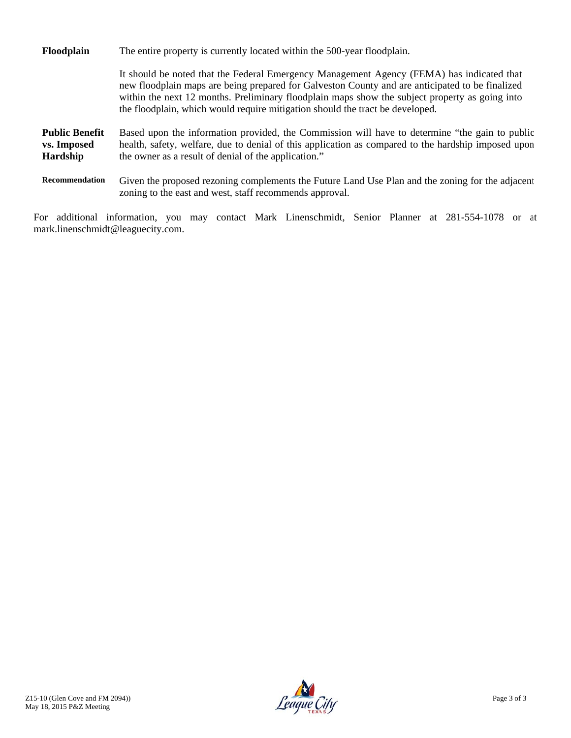**Floodplain**

The entire property is currently located within the 500-year floodplain.

It should be noted that the Federal Emergency Management Agency (FEMA) has indicated that new floodplain maps are being prepared for Galveston County and are anticipated to be finalized within the next 12 months. Preliminary floodplain maps show the subject property as going into the floodplain, which would require mitigation should the tract be developed.

**Public Benefit vs. Imposed Hardship**

Based upon the information provided, the Commission will have to determine "the gain to public health, safety, welfare, due to denial of this application as compared to the hardship imposed upon the owner as a result of denial of the application."

**Recommendation**

Given the proposed rezoning complements the Future Land Use Plan and the zoning for the adjacent zoning to the east and west, staff recommends approval.

For additional information, you may contact Mark Linenschmidt, Senior Planner at 281-554-1078 or at mark.linenschmidt@leaguecity.com.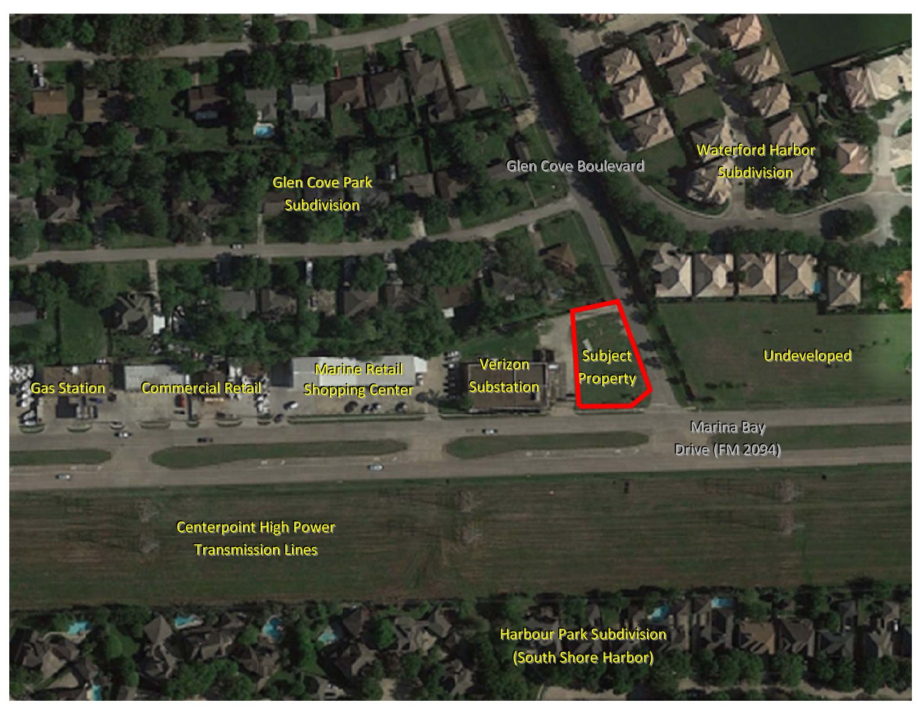Glen Cove Park Subdivision

Glen Cove Boulevard

Waterford Harbor Subdivision

Gas Station

Commercial Retail

Marine Retail Shopping Center

Verizon Substation

Subject Property

Undeveloped

Marina Bay Drive (FM 2094)

Centerpoint High Power Transmission Lines

Harbour Park Subdivision (South Shore Harbor)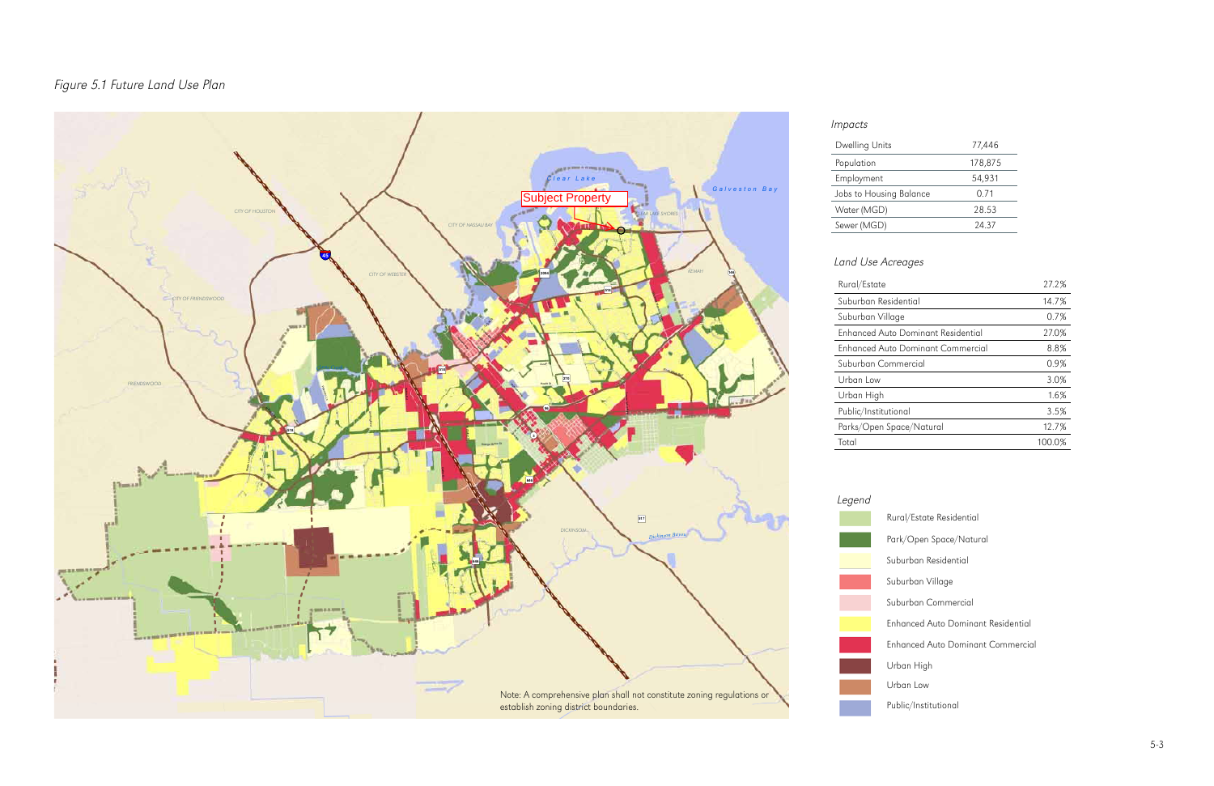*Figure 5.1 Future Land Use Plan*

Subject Property

Clear Lake

Galveston Bay

CITY OF HOUSTON

CITY OF NASSAU BAY

CLEAR LAKE SHORES

CITY OF WEBSTER

KEMAH

CITY OF FRIENDSWOOD

FRIENDSWOOD

DICKINSON

Dickinson Bayou

Note: A comprehensive plan shall not constitute zoning regulations or establish zoning district boundaries.

*Impacts*

| | |
|---|---|
| Dwelling Units | 77,446 |
| Population | 178,875 |
| Employment | 54,931 |
| Jobs to Housing Balance | 0.71 |
| Water (MGD) | 28.53 |
| Sewer (MGD) | 24.37 |

*Land Use Acreages*

| | |
|---|---|
| Rural/Estate | 27.2% |
| Suburban Residential | 14.7% |
| Suburban Village | 0.7% |
| Enhanced Auto Dominant Residential | 27.0% |
| Enhanced Auto Dominant Commercial | 8.8% |
| Suburban Commercial | 0.9% |
| Urban Low | 3.0% |
| Urban High | 1.6% |
| Public/Institutional | 3.5% |
| Parks/Open Space/Natural | 12.7% |
| Total | 100.0% |

*Legend*

- Rural/Estate Residential
- Park/Open Space/Natural
- Suburban Residential
- Suburban Village
- Suburban Commercial
- Enhanced Auto Dominant Residential
- Enhanced Auto Dominant Commercial
- Urban High
- Urban Low
- Public/Institutional